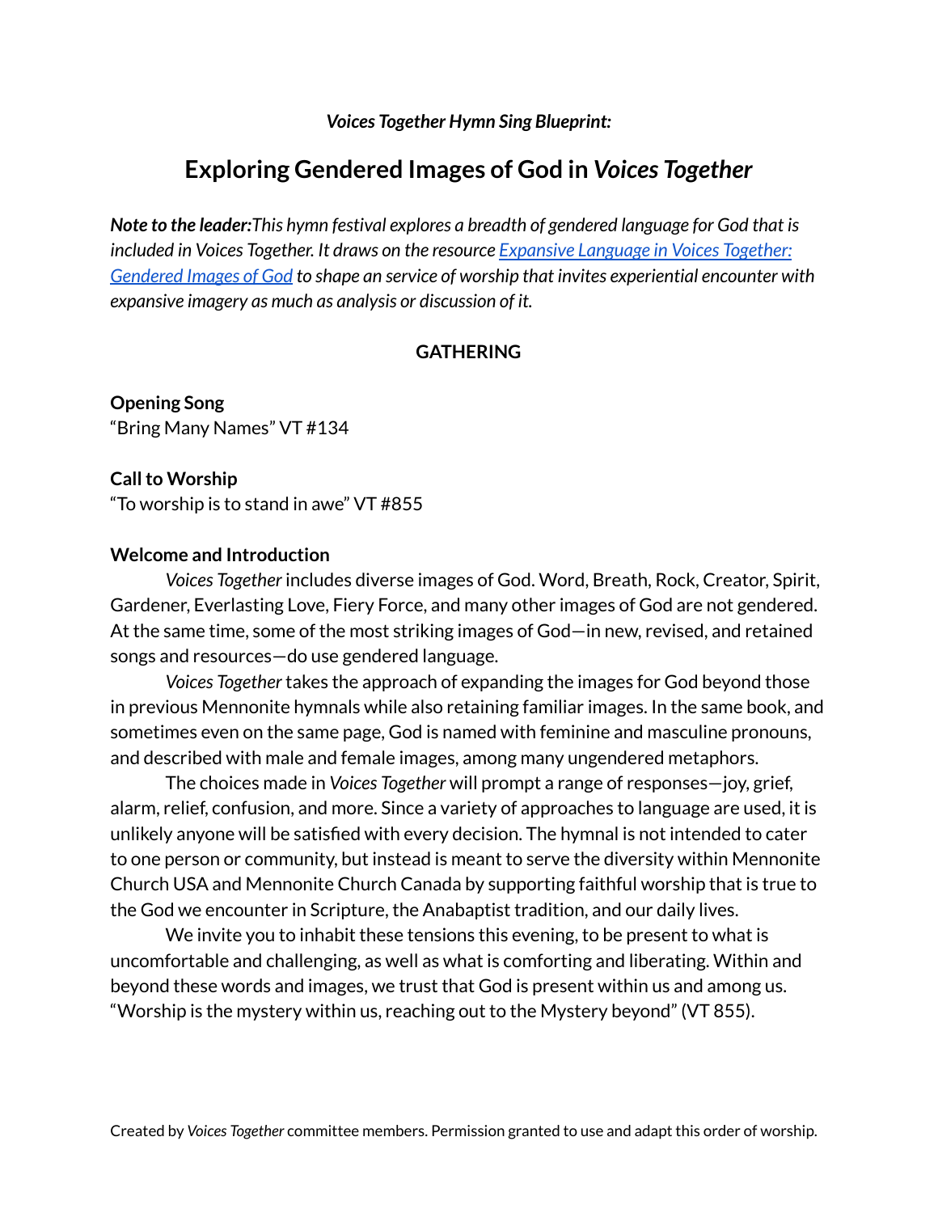*Voices Together Hymn Sing Blueprint:*

# Exploring Gendered Images of God in *Voices Together*

***Note to the leader:****This hymn festival explores a breadth of gendered language for God that is included in Voices Together. It draws on the resource [Expansive Language in Voices Together: Gendered Images of God] to shape an service of worship that invites experiential encounter with expansive imagery as much as analysis or discussion of it.*

## GATHERING

**Opening Song**
"Bring Many Names" VT #134

**Call to Worship**
"To worship is to stand in awe" VT #855

**Welcome and Introduction**

*Voices Together* includes diverse images of God. Word, Breath, Rock, Creator, Spirit, Gardener, Everlasting Love, Fiery Force, and many other images of God are not gendered. At the same time, some of the most striking images of God—in new, revised, and retained songs and resources—do use gendered language.

*Voices Together* takes the approach of expanding the images for God beyond those in previous Mennonite hymnals while also retaining familiar images. In the same book, and sometimes even on the same page, God is named with feminine and masculine pronouns, and described with male and female images, among many ungendered metaphors.

The choices made in *Voices Together* will prompt a range of responses—joy, grief, alarm, relief, confusion, and more. Since a variety of approaches to language are used, it is unlikely anyone will be satisfied with every decision. The hymnal is not intended to cater to one person or community, but instead is meant to serve the diversity within Mennonite Church USA and Mennonite Church Canada by supporting faithful worship that is true to the God we encounter in Scripture, the Anabaptist tradition, and our daily lives.

We invite you to inhabit these tensions this evening, to be present to what is uncomfortable and challenging, as well as what is comforting and liberating. Within and beyond these words and images, we trust that God is present within us and among us. "Worship is the mystery within us, reaching out to the Mystery beyond" (VT 855).

Created by *Voices Together* committee members. Permission granted to use and adapt this order of worship.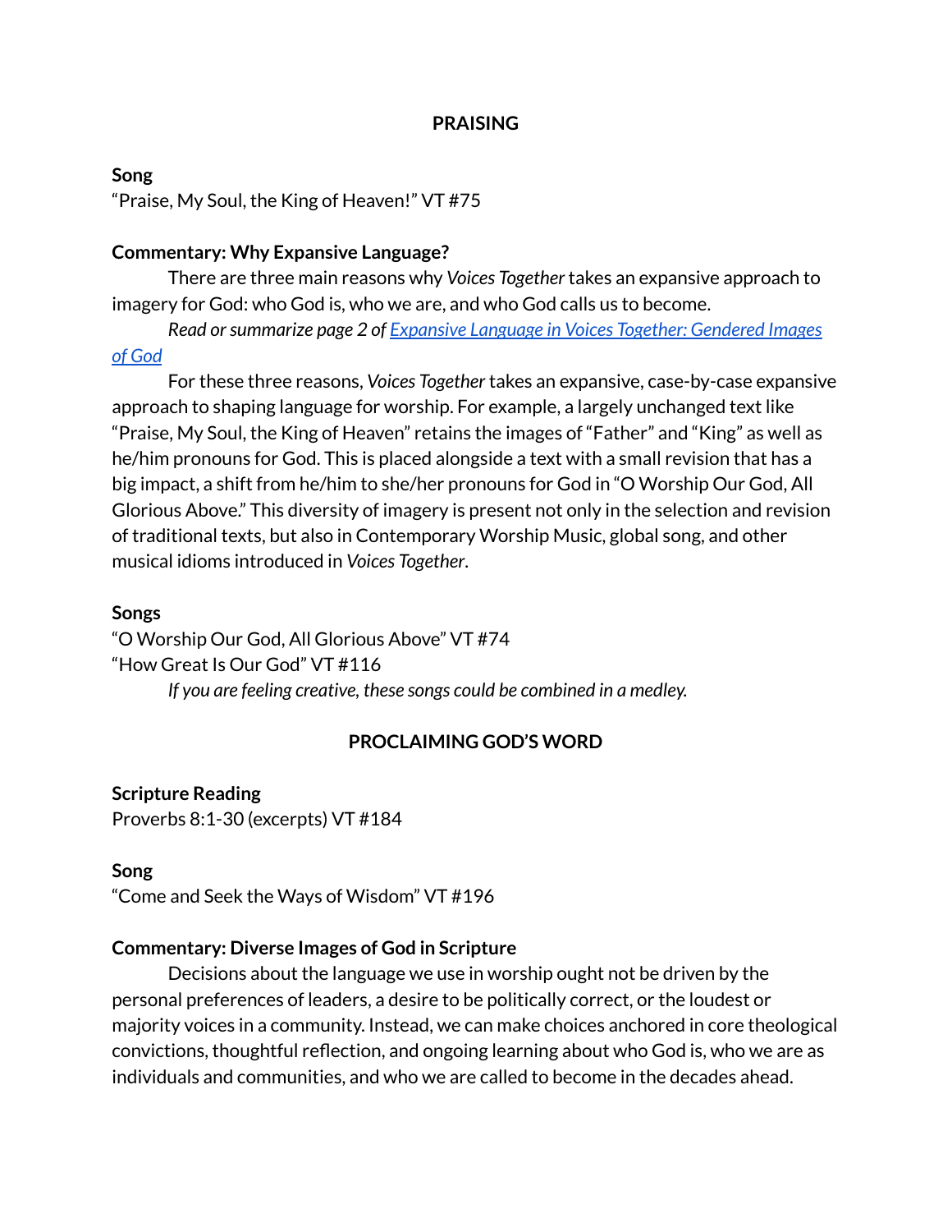## PRAISING

**Song**

"Praise, My Soul, the King of Heaven!" VT #75

**Commentary: Why Expansive Language?**

There are three main reasons why *Voices Together* takes an expansive approach to imagery for God: who God is, who we are, and who God calls us to become.

*Read or summarize page 2 of [Expansive Language in Voices Together: Gendered Images of God]()*

For these three reasons, *Voices Together* takes an expansive, case-by-case expansive approach to shaping language for worship. For example, a largely unchanged text like "Praise, My Soul, the King of Heaven" retains the images of "Father" and "King" as well as he/him pronouns for God. This is placed alongside a text with a small revision that has a big impact, a shift from he/him to she/her pronouns for God in "O Worship Our God, All Glorious Above." This diversity of imagery is present not only in the selection and revision of traditional texts, but also in Contemporary Worship Music, global song, and other musical idioms introduced in *Voices Together*.

**Songs**

"O Worship Our God, All Glorious Above" VT #74
"How Great Is Our God" VT #116

*If you are feeling creative, these songs could be combined in a medley.*

## PROCLAIMING GOD'S WORD

**Scripture Reading**

Proverbs 8:1-30 (excerpts) VT #184

**Song**

"Come and Seek the Ways of Wisdom" VT #196

**Commentary: Diverse Images of God in Scripture**

Decisions about the language we use in worship ought not be driven by the personal preferences of leaders, a desire to be politically correct, or the loudest or majority voices in a community. Instead, we can make choices anchored in core theological convictions, thoughtful reflection, and ongoing learning about who God is, who we are as individuals and communities, and who we are called to become in the decades ahead.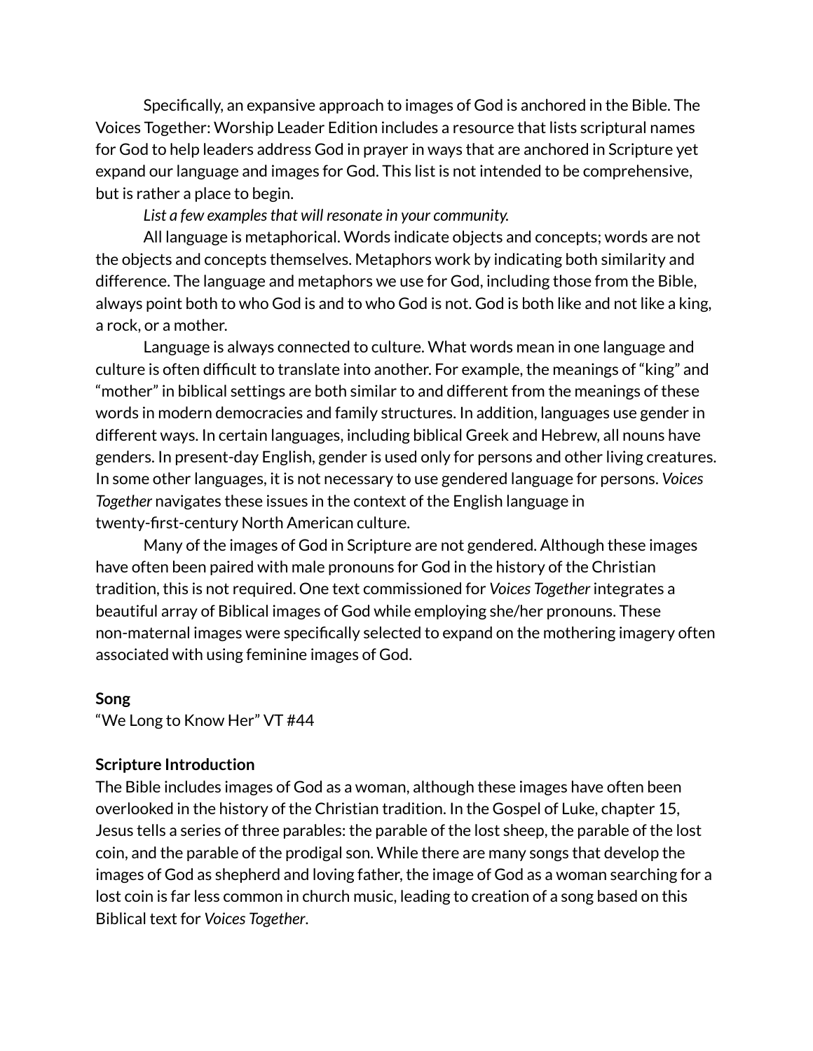Specifically, an expansive approach to images of God is anchored in the Bible. The Voices Together: Worship Leader Edition includes a resource that lists scriptural names for God to help leaders address God in prayer in ways that are anchored in Scripture yet expand our language and images for God. This list is not intended to be comprehensive, but is rather a place to begin.

*List a few examples that will resonate in your community.*

All language is metaphorical. Words indicate objects and concepts; words are not the objects and concepts themselves. Metaphors work by indicating both similarity and difference. The language and metaphors we use for God, including those from the Bible, always point both to who God is and to who God is not. God is both like and not like a king, a rock, or a mother.

Language is always connected to culture. What words mean in one language and culture is often difficult to translate into another. For example, the meanings of "king" and "mother" in biblical settings are both similar to and different from the meanings of these words in modern democracies and family structures. In addition, languages use gender in different ways. In certain languages, including biblical Greek and Hebrew, all nouns have genders. In present-day English, gender is used only for persons and other living creatures. In some other languages, it is not necessary to use gendered language for persons. *Voices Together* navigates these issues in the context of the English language in twenty-first-century North American culture.

Many of the images of God in Scripture are not gendered. Although these images have often been paired with male pronouns for God in the history of the Christian tradition, this is not required. One text commissioned for *Voices Together* integrates a beautiful array of Biblical images of God while employing she/her pronouns. These non-maternal images were specifically selected to expand on the mothering imagery often associated with using feminine images of God.

**Song**

"We Long to Know Her" VT #44

**Scripture Introduction**

The Bible includes images of God as a woman, although these images have often been overlooked in the history of the Christian tradition. In the Gospel of Luke, chapter 15, Jesus tells a series of three parables: the parable of the lost sheep, the parable of the lost coin, and the parable of the prodigal son. While there are many songs that develop the images of God as shepherd and loving father, the image of God as a woman searching for a lost coin is far less common in church music, leading to creation of a song based on this Biblical text for *Voices Together*.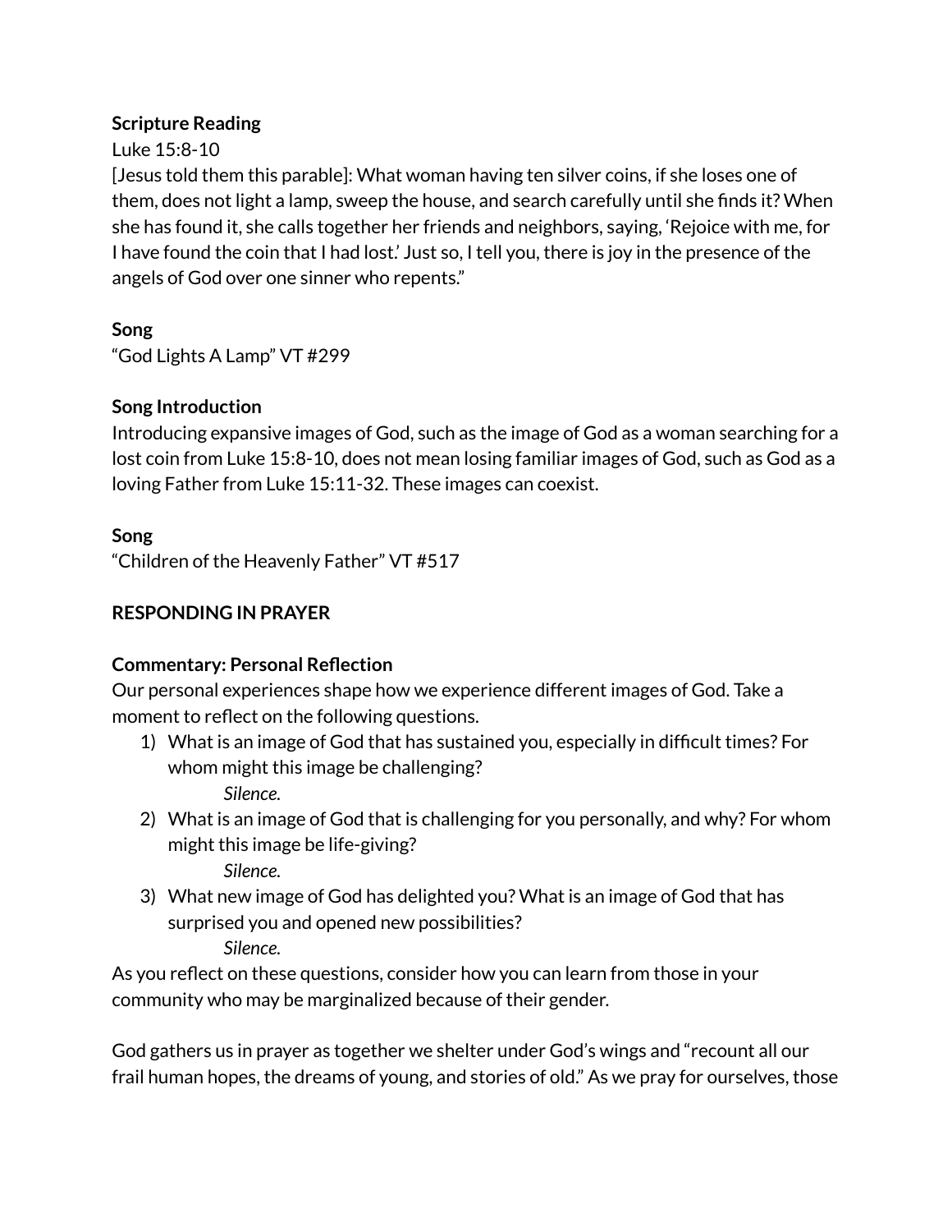**Scripture Reading**

Luke 15:8-10

[Jesus told them this parable]: What woman having ten silver coins, if she loses one of them, does not light a lamp, sweep the house, and search carefully until she finds it? When she has found it, she calls together her friends and neighbors, saying, 'Rejoice with me, for I have found the coin that I had lost.' Just so, I tell you, there is joy in the presence of the angels of God over one sinner who repents."

**Song**

"God Lights A Lamp" VT #299

**Song Introduction**

Introducing expansive images of God, such as the image of God as a woman searching for a lost coin from Luke 15:8-10, does not mean losing familiar images of God, such as God as a loving Father from Luke 15:11-32. These images can coexist.

**Song**

"Children of the Heavenly Father" VT #517

**RESPONDING IN PRAYER**

**Commentary: Personal Reflection**

Our personal experiences shape how we experience different images of God. Take a moment to reflect on the following questions.

1) What is an image of God that has sustained you, especially in difficult times? For whom might this image be challenging?

   *Silence.*

2) What is an image of God that is challenging for you personally, and why? For whom might this image be life-giving?

   *Silence.*

3) What new image of God has delighted you? What is an image of God that has surprised you and opened new possibilities?

   *Silence.*

As you reflect on these questions, consider how you can learn from those in your community who may be marginalized because of their gender.

God gathers us in prayer as together we shelter under God's wings and "recount all our frail human hopes, the dreams of young, and stories of old." As we pray for ourselves, those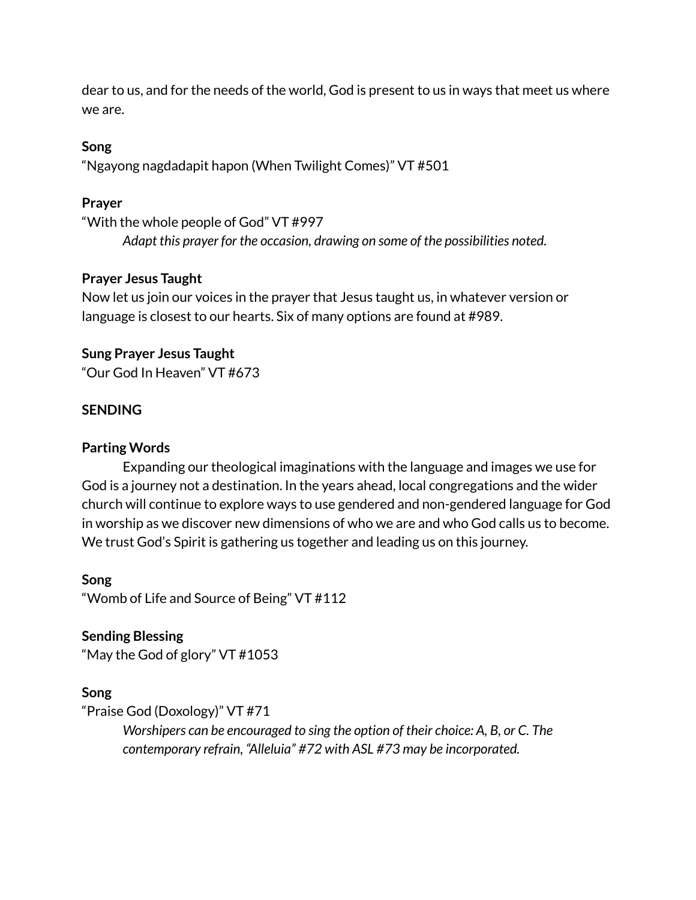dear to us, and for the needs of the world, God is present to us in ways that meet us where we are.

**Song**
"Ngayong nagdadapit hapon (When Twilight Comes)" VT #501

**Prayer**
"With the whole people of God" VT #997

*Adapt this prayer for the occasion, drawing on some of the possibilities noted.*

**Prayer Jesus Taught**
Now let us join our voices in the prayer that Jesus taught us, in whatever version or language is closest to our hearts. Six of many options are found at #989.

**Sung Prayer Jesus Taught**
"Our God In Heaven" VT #673

**SENDING**

**Parting Words**

Expanding our theological imaginations with the language and images we use for God is a journey not a destination. In the years ahead, local congregations and the wider church will continue to explore ways to use gendered and non-gendered language for God in worship as we discover new dimensions of who we are and who God calls us to become. We trust God's Spirit is gathering us together and leading us on this journey.

**Song**
"Womb of Life and Source of Being" VT #112

**Sending Blessing**
"May the God of glory" VT #1053

**Song**
"Praise God (Doxology)" VT #71

*Worshipers can be encouraged to sing the option of their choice: A, B, or C. The contemporary refrain, "Alleluia" #72 with ASL #73 may be incorporated.*